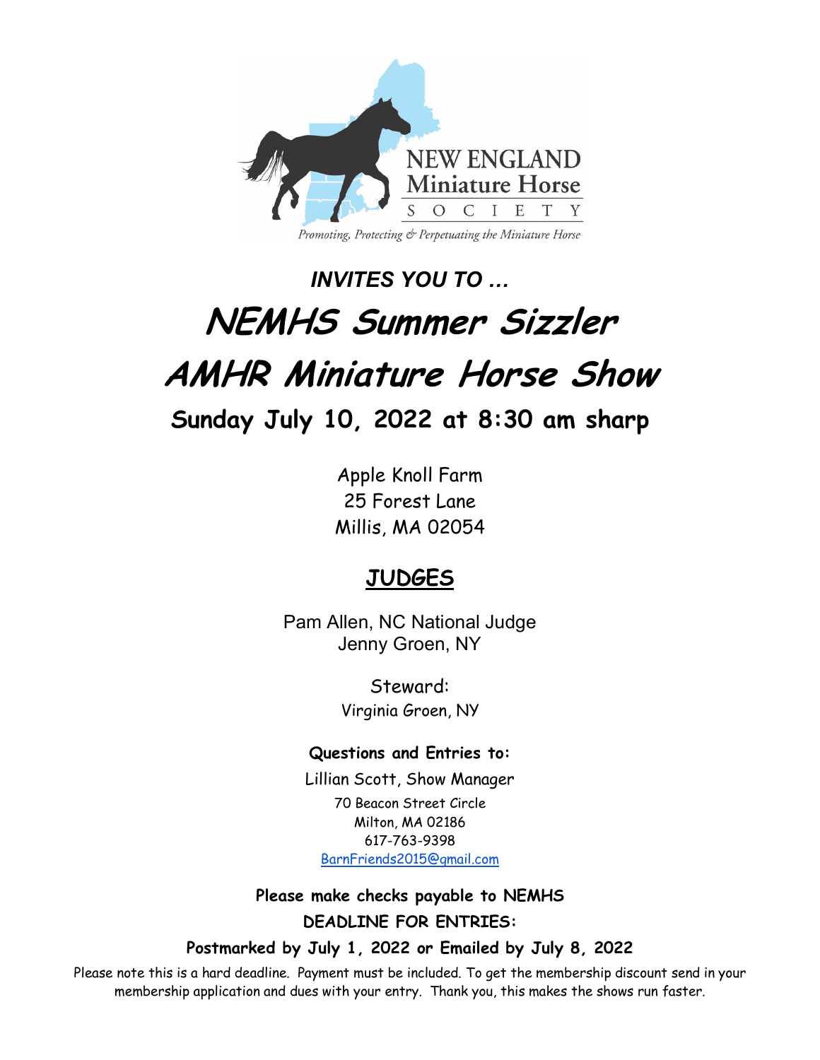NEW ENGLAND
Miniature Horse
SOCIETY

*Promoting, Protecting & Perpetuating the Miniature Horse*

***INVITES YOU TO …***

# *NEMHS Summer Sizzler*

# *AMHR Miniature Horse Show*

## Sunday July 10, 2022 at 8:30 am sharp

Apple Knoll Farm
25 Forest Lane
Millis, MA 02054

## JUDGES

Pam Allen, NC National Judge
Jenny Groen, NY

Steward:
Virginia Groen, NY

**Questions and Entries to:**

Lillian Scott, Show Manager
70 Beacon Street Circle
Milton, MA 02186
617-763-9398
BarnFriends2015@gmail.com

**Please make checks payable to NEMHS**

**DEADLINE FOR ENTRIES:**

**Postmarked by July 1, 2022 or Emailed by July 8, 2022**

Please note this is a hard deadline. Payment must be included. To get the membership discount send in your membership application and dues with your entry. Thank you, this makes the shows run faster.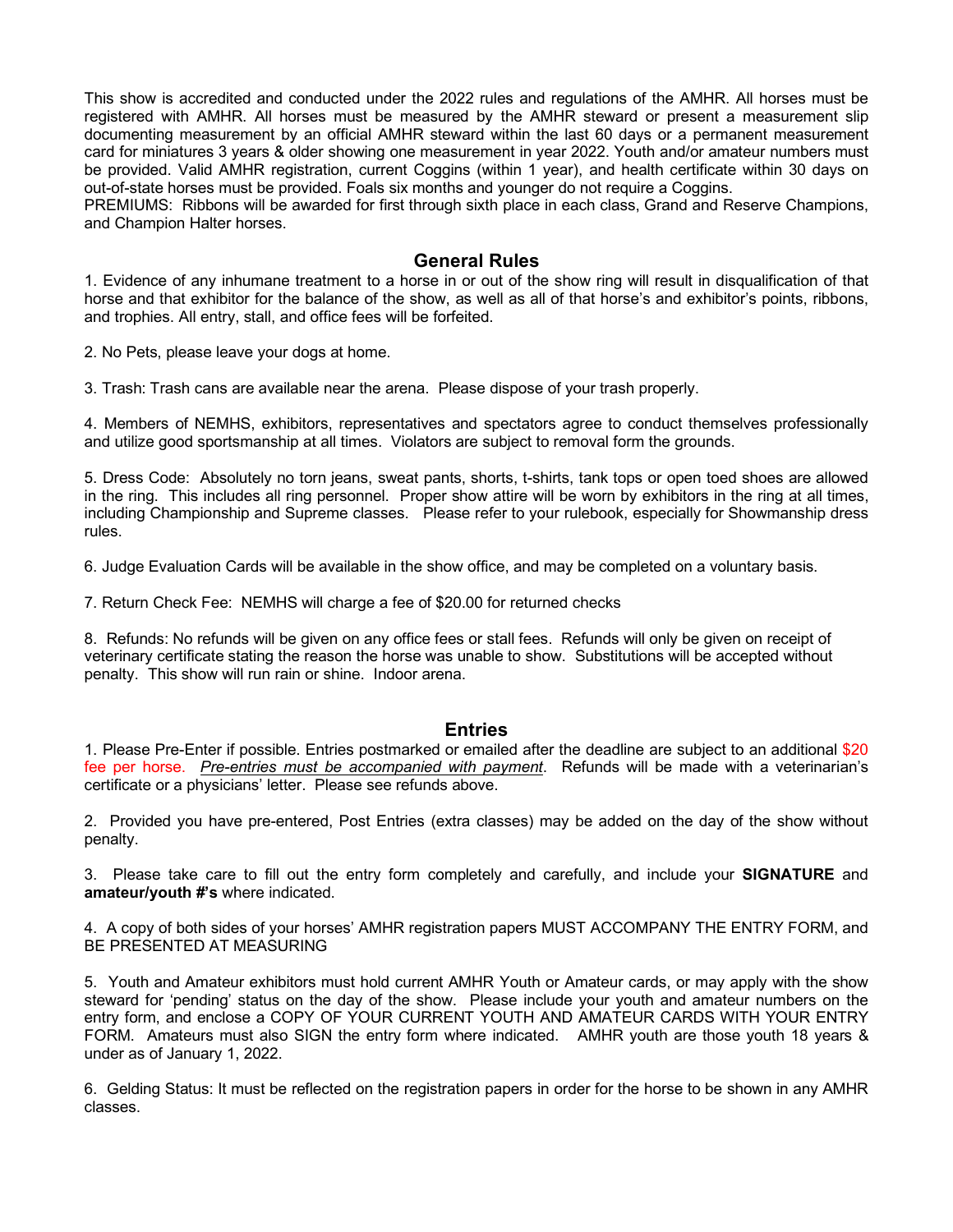This show is accredited and conducted under the 2022 rules and regulations of the AMHR. All horses must be registered with AMHR. All horses must be measured by the AMHR steward or present a measurement slip documenting measurement by an official AMHR steward within the last 60 days or a permanent measurement card for miniatures 3 years & older showing one measurement in year 2022. Youth and/or amateur numbers must be provided. Valid AMHR registration, current Coggins (within 1 year), and health certificate within 30 days on out-of-state horses must be provided. Foals six months and younger do not require a Coggins.

PREMIUMS: Ribbons will be awarded for first through sixth place in each class, Grand and Reserve Champions, and Champion Halter horses.

## General Rules

1. Evidence of any inhumane treatment to a horse in or out of the show ring will result in disqualification of that horse and that exhibitor for the balance of the show, as well as all of that horse's and exhibitor's points, ribbons, and trophies. All entry, stall, and office fees will be forfeited.

2. No Pets, please leave your dogs at home.

3. Trash: Trash cans are available near the arena. Please dispose of your trash properly.

4. Members of NEMHS, exhibitors, representatives and spectators agree to conduct themselves professionally and utilize good sportsmanship at all times. Violators are subject to removal form the grounds.

5. Dress Code: Absolutely no torn jeans, sweat pants, shorts, t-shirts, tank tops or open toed shoes are allowed in the ring. This includes all ring personnel. Proper show attire will be worn by exhibitors in the ring at all times, including Championship and Supreme classes. Please refer to your rulebook, especially for Showmanship dress rules.

6. Judge Evaluation Cards will be available in the show office, and may be completed on a voluntary basis.

7. Return Check Fee: NEMHS will charge a fee of $20.00 for returned checks

8. Refunds: No refunds will be given on any office fees or stall fees. Refunds will only be given on receipt of veterinary certificate stating the reason the horse was unable to show. Substitutions will be accepted without penalty. This show will run rain or shine. Indoor arena.

## Entries

1. Please Pre-Enter if possible. Entries postmarked or emailed after the deadline are subject to an additional $20 fee per horse. *Pre-entries must be accompanied with payment*. Refunds will be made with a veterinarian's certificate or a physicians' letter. Please see refunds above.

2. Provided you have pre-entered, Post Entries (extra classes) may be added on the day of the show without penalty.

3. Please take care to fill out the entry form completely and carefully, and include your **SIGNATURE** and **amateur/youth #'s** where indicated.

4. A copy of both sides of your horses' AMHR registration papers MUST ACCOMPANY THE ENTRY FORM, and BE PRESENTED AT MEASURING

5. Youth and Amateur exhibitors must hold current AMHR Youth or Amateur cards, or may apply with the show steward for 'pending' status on the day of the show. Please include your youth and amateur numbers on the entry form, and enclose a COPY OF YOUR CURRENT YOUTH AND AMATEUR CARDS WITH YOUR ENTRY FORM. Amateurs must also SIGN the entry form where indicated. AMHR youth are those youth 18 years & under as of January 1, 2022.

6. Gelding Status: It must be reflected on the registration papers in order for the horse to be shown in any AMHR classes.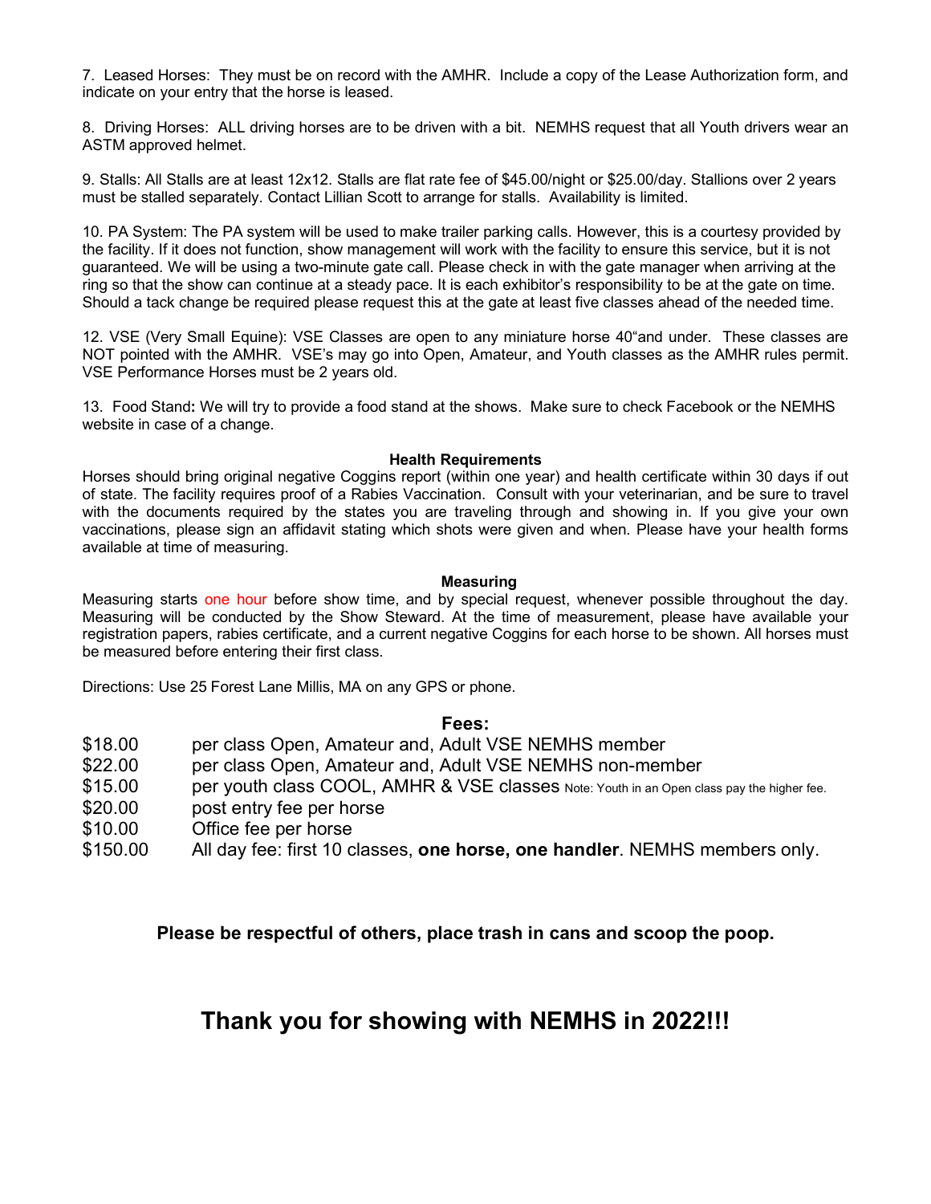7. Leased Horses: They must be on record with the AMHR. Include a copy of the Lease Authorization form, and indicate on your entry that the horse is leased.

8. Driving Horses: ALL driving horses are to be driven with a bit. NEMHS request that all Youth drivers wear an ASTM approved helmet.

9. Stalls: All Stalls are at least 12x12. Stalls are flat rate fee of $45.00/night or $25.00/day. Stallions over 2 years must be stalled separately. Contact Lillian Scott to arrange for stalls. Availability is limited.

10. PA System: The PA system will be used to make trailer parking calls. However, this is a courtesy provided by the facility. If it does not function, show management will work with the facility to ensure this service, but it is not guaranteed. We will be using a two-minute gate call. Please check in with the gate manager when arriving at the ring so that the show can continue at a steady pace. It is each exhibitor's responsibility to be at the gate on time. Should a tack change be required please request this at the gate at least five classes ahead of the needed time.

12. VSE (Very Small Equine): VSE Classes are open to any miniature horse 40"and under. These classes are NOT pointed with the AMHR. VSE's may go into Open, Amateur, and Youth classes as the AMHR rules permit. VSE Performance Horses must be 2 years old.

13. Food Stand**:** We will try to provide a food stand at the shows. Make sure to check Facebook or the NEMHS website in case of a change.

**Health Requirements**

Horses should bring original negative Coggins report (within one year) and health certificate within 30 days if out of state. The facility requires proof of a Rabies Vaccination. Consult with your veterinarian, and be sure to travel with the documents required by the states you are traveling through and showing in. If you give your own vaccinations, please sign an affidavit stating which shots were given and when. Please have your health forms available at time of measuring.

**Measuring**

Measuring starts one hour before show time, and by special request, whenever possible throughout the day. Measuring will be conducted by the Show Steward. At the time of measurement, please have available your registration papers, rabies certificate, and a current negative Coggins for each horse to be shown. All horses must be measured before entering their first class.

Directions: Use 25 Forest Lane Millis, MA on any GPS or phone.

**Fees:**

| | |
|---|---|
| $18.00 | per class Open, Amateur and, Adult VSE NEMHS member |
| $22.00 | per class Open, Amateur and, Adult VSE NEMHS non-member |
| $15.00 | per youth class COOL, AMHR & VSE classes Note: Youth in an Open class pay the higher fee. |
| $20.00 | post entry fee per horse |
| $10.00 | Office fee per horse |
| $150.00 | All day fee: first 10 classes, **one horse, one handler**. NEMHS members only. |

**Please be respectful of others, place trash in cans and scoop the poop.**

## Thank you for showing with NEMHS in 2022!!!